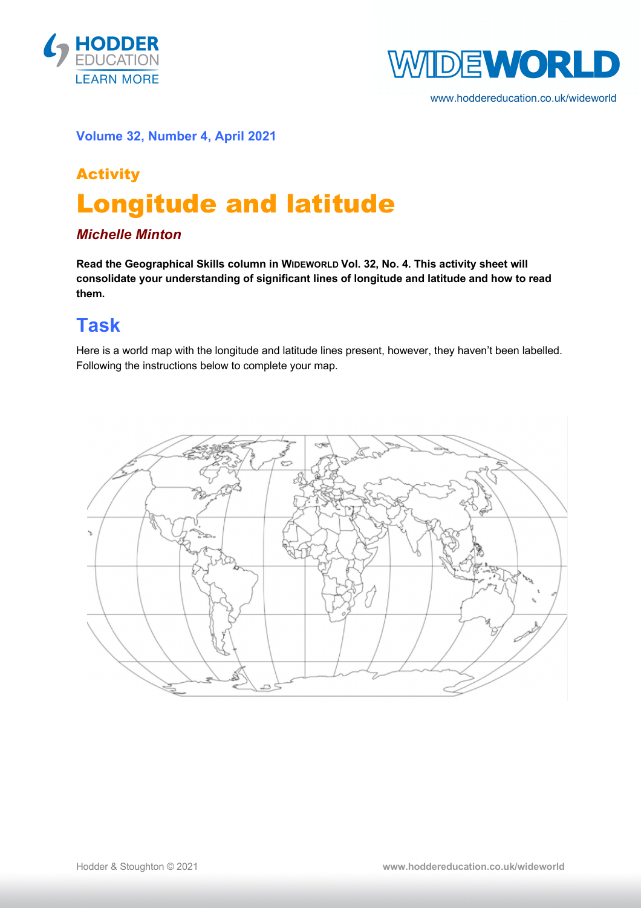**Volume 32, Number 4, April 2021**

## Activity

# Longitude and latitude

***Michelle Minton***

**Read the Geographical Skills column in WIDEWORLD Vol. 32, No. 4. This activity sheet will consolidate your understanding of significant lines of longitude and latitude and how to read them.**

## Task

Here is a world map with the longitude and latitude lines present, however, they haven't been labelled. Following the instructions below to complete your map.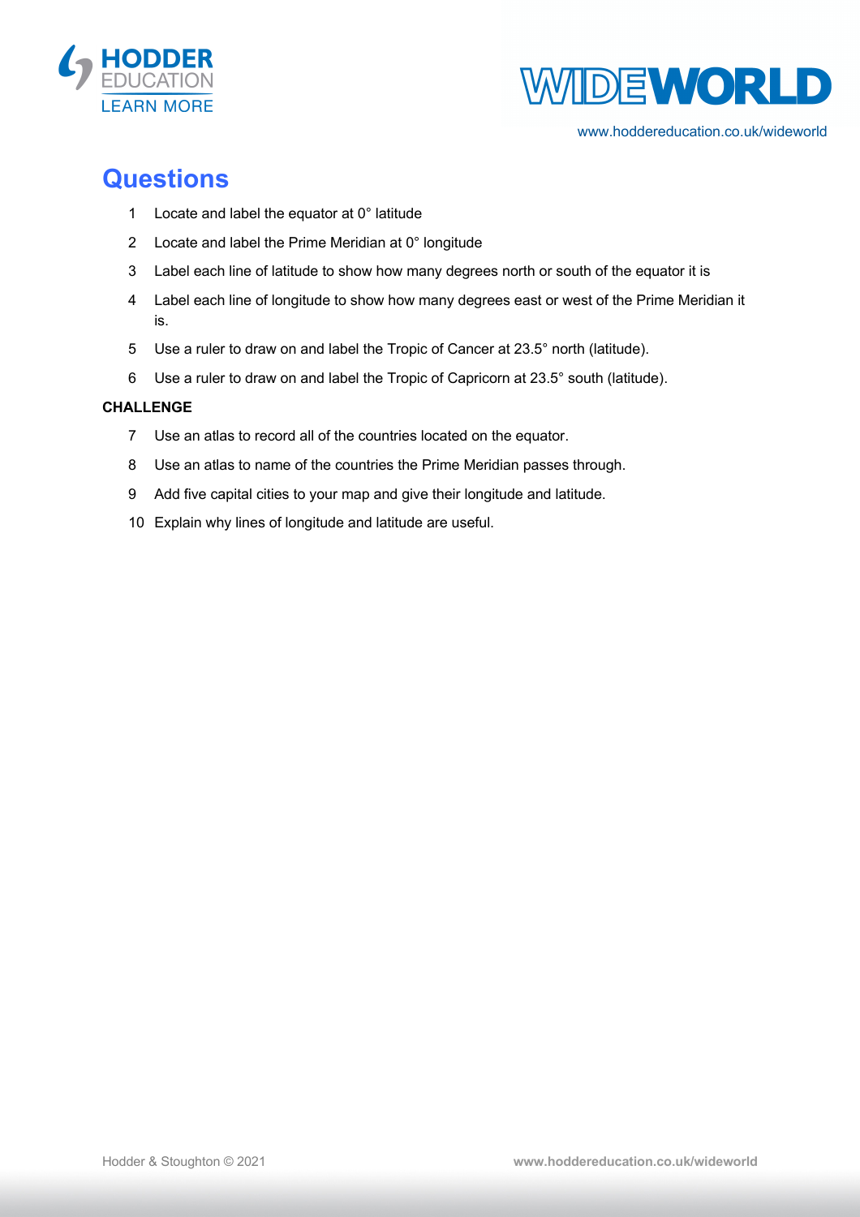## Questions

1. Locate and label the equator at 0° latitude
2. Locate and label the Prime Meridian at 0° longitude
3. Label each line of latitude to show how many degrees north or south of the equator it is
4. Label each line of longitude to show how many degrees east or west of the Prime Meridian it is.
5. Use a ruler to draw on and label the Tropic of Cancer at 23.5° north (latitude).
6. Use a ruler to draw on and label the Tropic of Capricorn at 23.5° south (latitude).

**CHALLENGE**

7. Use an atlas to record all of the countries located on the equator.
8. Use an atlas to name of the countries the Prime Meridian passes through.
9. Add five capital cities to your map and give their longitude and latitude.
10. Explain why lines of longitude and latitude are useful.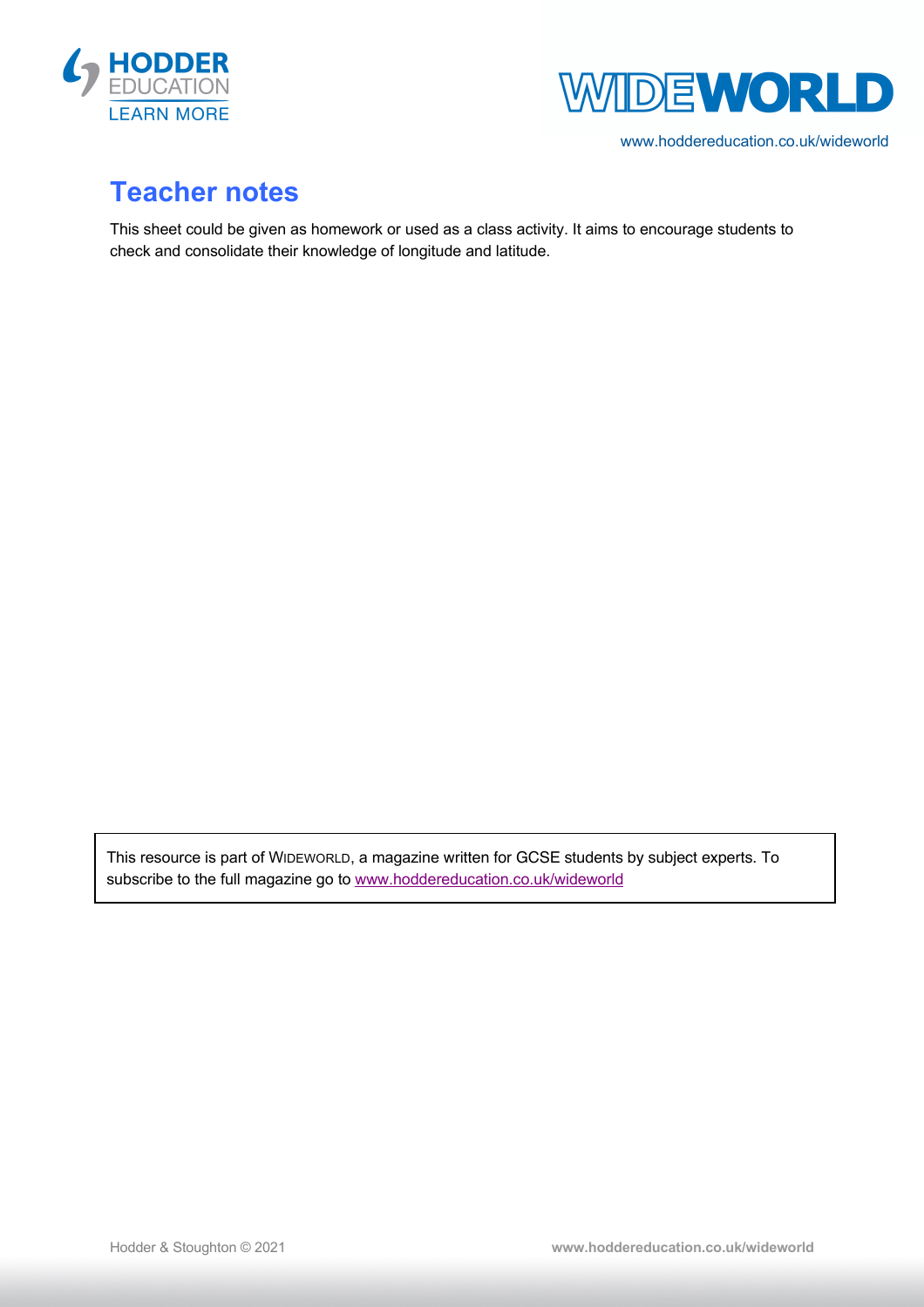# Teacher notes

This sheet could be given as homework or used as a class activity. It aims to encourage students to check and consolidate their knowledge of longitude and latitude.

This resource is part of WIDEWORLD, a magazine written for GCSE students by subject experts. To subscribe to the full magazine go to www.hoddereducation.co.uk/wideworld